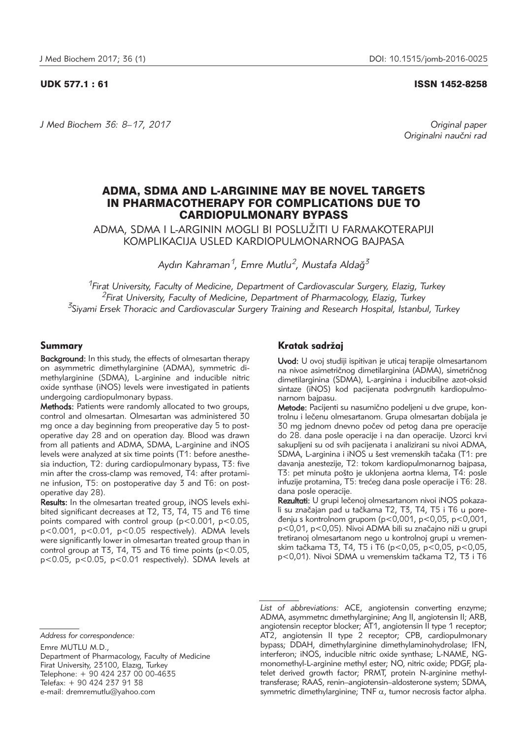UDK 577.1 : 61

ISSN 1452-8258

*J Med Biochem 36: 8–17, 2017*

*Original paper*
*Originalni naučni rad*

# ADMA, SDMA AND L-ARGININE MAY BE NOVEL TARGETS IN PHARMACOTHERAPY FOR COMPLICATIONS DUE TO CARDIOPULMONARY BYPASS

## ADMA, SDMA I L-ARGININ MOGLI BI POSLUŽITI U FARMAKOTERAPIJI KOMPLIKACIJA USLED KARDIOPULMONARNOG BAJPASA

*Aydın Kahraman[1], Emre Mutlu[2], Mustafa Aldağ[3]*

[1]*Firat University, Faculty of Medicine, Department of Cardiovascular Surgery, Elazig, Turkey*
[2]*Firat University, Faculty of Medicine, Department of Pharmacology, Elazig, Turkey*
[3]*Siyami Ersek Thoracic and Cardiovascular Surgery Training and Research Hospital, Istanbul, Turkey*

### Summary

**Background:** In this study, the effects of olmesartan therapy on asymmetric dimethylarginine (ADMA), symmetric dimethylarginine (SDMA), L-arginine and inducible nitric oxide synthase (iNOS) levels were investigated in patients undergoing cardiopulmonary bypass.

**Methods:** Patients were randomly allocated to two groups, control and olmesartan. Olmesartan was administered 30 mg once a day beginning from preoperative day 5 to postoperative day 28 and on operation day. Blood was drawn from all patients and ADMA, SDMA, L-arginine and iNOS levels were analyzed at six time points (T1: before anesthesia induction, T2: during cardiopulmonary bypass, T3: five min after the cross-clamp was removed, T4: after protamine infusion, T5: on postoperative day 3 and T6: on postoperative day 28).

**Results:** In the olmesartan treated group, iNOS levels exhibited significant decreases at T2, T3, T4, T5 and T6 time points compared with control group ($p<0.001$, $p<0.05$, $p<0.001$, $p<0.01$, $p<0.05$ respectively). ADMA levels were significantly lower in olmesartan treated group than in control group at T3, T4, T5 and T6 time points ($p<0.05$, $p<0.05$, $p<0.05$, $p<0.01$ respectively). SDMA levels at

### Kratak sadržaj

**Uvod:** U ovoj studiji ispitivan je uticaj terapije olmesartanom na nivoe asimetričnog dimetilarginina (ADMA), simetričnog dimetilarginina (SDMA), L-arginina i inducibilne azot-oksid sintaze (iNOS) kod pacijenata podvrgnutih kardiopulmonarnom bajpasu.

**Metode:** Pacijenti su nasumično podeljeni u dve grupe, kontrolnu i lečenu olmesartanom. Grupa olmesartan dobijala je 30 mg jednom dnevno počev od petog dana pre operacije do 28. dana posle operacije i na dan operacije. Uzorci krvi sakupljeni su od svih pacijenata i analizirani su nivoi ADMA, SDMA, L-arginina i iNOS u šest vremenskih tačaka (T1: pre davanja anestezije, T2: tokom kardiopulmonarnog bajpasa, T3: pet minuta pošto je uklonjena aortna klema, T4: posle infuzije protamina, T5: trećeg dana posle operacije i T6: 28. dana posle operacije.

**Rezultati:** U grupi lečenoj olmesartanom nivoi iNOS pokazali su značajan pad u tačkama T2, T3, T4, T5 i T6 u poređenju s kontrolnom grupom ($p<0,001$, $p<0,05$, $p<0,001$, $p<0,01$, $p<0,05$). Nivoi ADMA bili su značajno niži u grupi tretiranoj olmesartanom nego u kontrolnoj grupi u vremenskim tačkama T3, T4, T5 i T6 ($p<0,05$, $p<0,05$, $p<0,05$, $p<0,01$). Nivoi SDMA u vremenskim tačkama T2, T3 i T6

*Address for correspondence:*

Emre MUTLU M.D.,
Department of Pharmacology, Faculty of Medicine
Firat University, 23100, Elazıg, Turkey
Telephone: + 90 424 237 00 00-4635
Telefax: + 90 424 237 91 38
e-mail: dremremutlu@yahoo.com

*List of abbreviations:* ACE, angiotensin converting enzyme; ADMA, asymmetrıc dımethylarginine; Ang II, angiotensin II; ARB, angiotensin receptor blocker; AT1, angiotensin II type 1 receptor; AT2, angiotensin II type 2 receptor; CPB, cardiopulmonary bypass; DDAH, dimethylarginine dimethylaminohydrolase; IFN, interferon; iNOS, inducible nitric oxide synthase; L-NAME, NG-monomethyl-L-arginine methyl ester; NO, nitric oxide; PDGF, platelet derived growth factor; PRMT, protein N-arginine methyltransferase; RAAS, renin–angiotensin–aldosterone system; SDMA, symmetric dimethylarginine; TNF α, tumor necrosis factor alpha.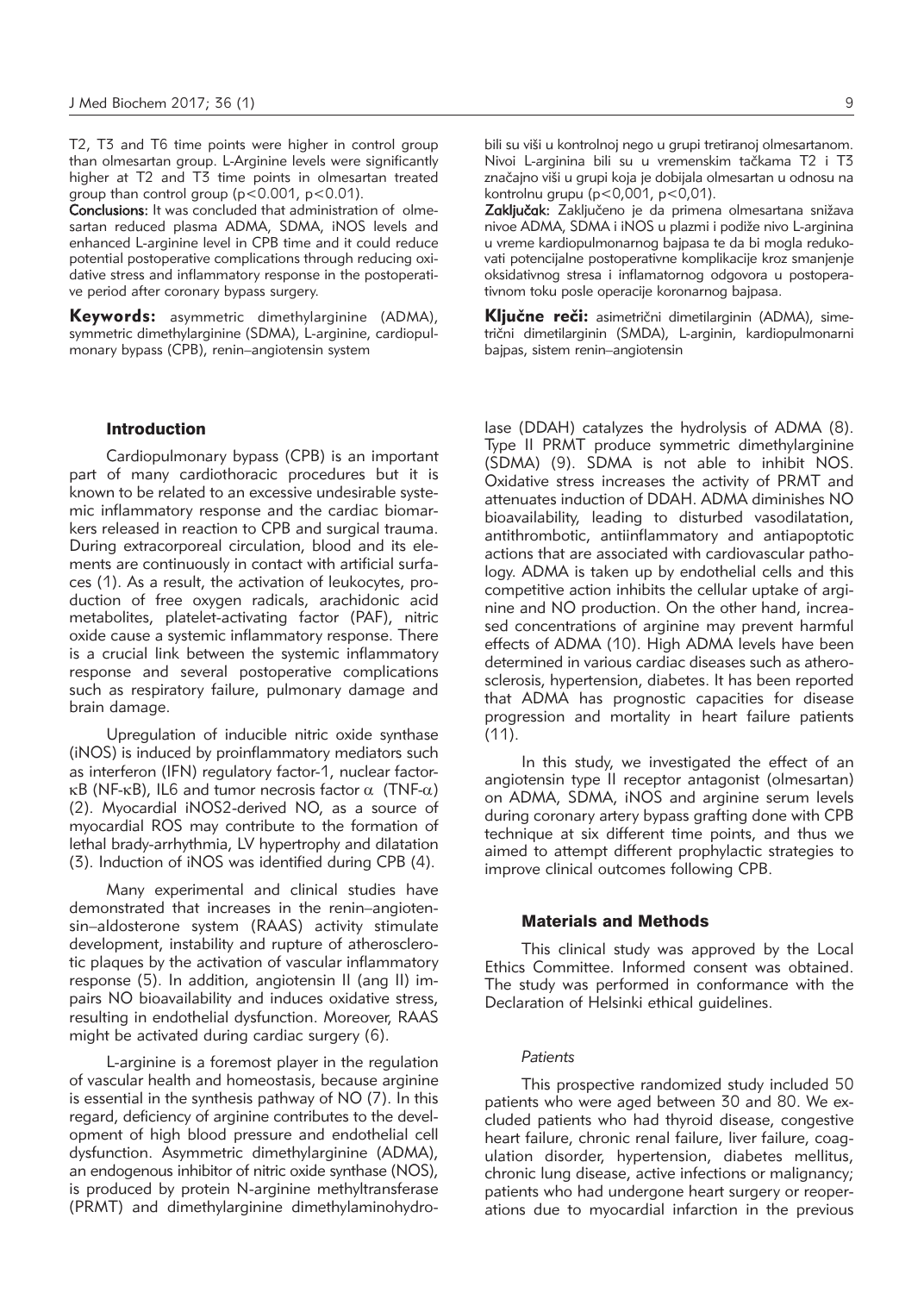T2, T3 and T6 time points were higher in control group than olmesartan group. L-Arginine levels were significantly higher at T2 and T3 time points in olmesartan treated group than control group ($p<0.001$, $p<0.01$).

**Conclusions:** It was concluded that administration of olmesartan reduced plasma ADMA, SDMA, iNOS levels and enhanced L-arginine level in CPB time and it could reduce potential postoperative complications through reducing oxidative stress and inflammatory response in the postoperative period after coronary bypass surgery.

**Keywords:** asymmetric dimethylarginine (ADMA), symmetric dimethylarginine (SDMA), L-arginine, cardiopulmonary bypass (CPB), renin–angiotensin system

bili su viši u kontrolnoj nego u grupi tretiranoj olmesartanom. Nivoi L-arginina bili su u vremenskim tačkama T2 i T3 značajno viši u grupi koja je dobijala olmesartan u odnosu na kontrolnu grupu ($p<0,001$, $p<0,01$).

**Zaključak:** Zaključeno je da primena olmesartana snižava nivoe ADMA, SDMA i iNOS u plazmi i podiže nivo L-arginina u vreme kardiopulmonarnog bajpasa te da bi mogla redukovati potencijalne postoperativne komplikacije kroz smanjenje oksidativnog stresa i inflamatornog odgovora u postoperativnom toku posle operacije koronarnog bajpasa.

**Ključne reči:** asimetrični dimetilarginin (ADMA), simetrični dimetilarginin (SMDA), L-arginin, kardiopulmonarni bajpas, sistem renin–angiotensin

## Introduction

Cardiopulmonary bypass (CPB) is an important part of many cardiothoracic procedures but it is known to be related to an excessive undesirable systemic inflammatory response and the cardiac biomarkers released in reaction to CPB and surgical trauma. During extracorporeal circulation, blood and its elements are continuously in contact with artificial surfaces (1). As a result, the activation of leukocytes, production of free oxygen radicals, arachidonic acid metabolites, platelet-activating factor (PAF), nitric oxide cause a systemic inflammatory response. There is a crucial link between the systemic inflammatory response and several postoperative complications such as respiratory failure, pulmonary damage and brain damage.

Upregulation of inducible nitric oxide synthase (iNOS) is induced by proinflammatory mediators such as interferon (IFN) regulatory factor-1, nuclear factor-κB (NF-κB), IL6 and tumor necrosis factor $\alpha$ (TNF-$\alpha$) (2). Myocardial iNOS2-derived NO, as a source of myocardial ROS may contribute to the formation of lethal brady-arrhythmia, LV hypertrophy and dilatation (3). Induction of iNOS was identified during CPB (4).

Many experimental and clinical studies have demonstrated that increases in the renin–angiotensin–aldosterone system (RAAS) activity stimulate development, instability and rupture of atherosclerotic plaques by the activation of vascular inflammatory response (5). In addition, angiotensin II (ang II) impairs NO bioavailability and induces oxidative stress, resulting in endothelial dysfunction. Moreover, RAAS might be activated during cardiac surgery (6).

L-arginine is a foremost player in the regulation of vascular health and homeostasis, because arginine is essential in the synthesis pathway of NO (7). In this regard, deficiency of arginine contributes to the development of high blood pressure and endothelial cell dysfunction. Asymmetric dimethylarginine (ADMA), an endogenous inhibitor of nitric oxide synthase (NOS), is produced by protein N-arginine methyltransferase (PRMT) and dimethylarginine dimethylaminohydrolase (DDAH) catalyzes the hydrolysis of ADMA (8). Type II PRMT produce symmetric dimethylarginine (SDMA) (9). SDMA is not able to inhibit NOS. Oxidative stress increases the activity of PRMT and attenuates induction of DDAH. ADMA diminishes NO bioavailability, leading to disturbed vasodilatation, antithrombotic, antiinflammatory and antiapoptotic actions that are associated with cardiovascular pathology. ADMA is taken up by endothelial cells and this competitive action inhibits the cellular uptake of arginine and NO production. On the other hand, increased concentrations of arginine may prevent harmful effects of ADMA (10). High ADMA levels have been determined in various cardiac diseases such as atherosclerosis, hypertension, diabetes. It has been reported that ADMA has prognostic capacities for disease progression and mortality in heart failure patients (11).

In this study, we investigated the effect of an angiotensin type II receptor antagonist (olmesartan) on ADMA, SDMA, iNOS and arginine serum levels during coronary artery bypass grafting done with CPB technique at six different time points, and thus we aimed to attempt different prophylactic strategies to improve clinical outcomes following CPB.

## Materials and Methods

This clinical study was approved by the Local Ethics Committee. Informed consent was obtained. The study was performed in conformance with the Declaration of Helsinki ethical guidelines.

### *Patients*

This prospective randomized study included 50 patients who were aged between 30 and 80. We excluded patients who had thyroid disease, congestive heart failure, chronic renal failure, liver failure, coagulation disorder, hypertension, diabetes mellitus, chronic lung disease, active infections or malignancy; patients who had undergone heart surgery or reoperations due to myocardial infarction in the previous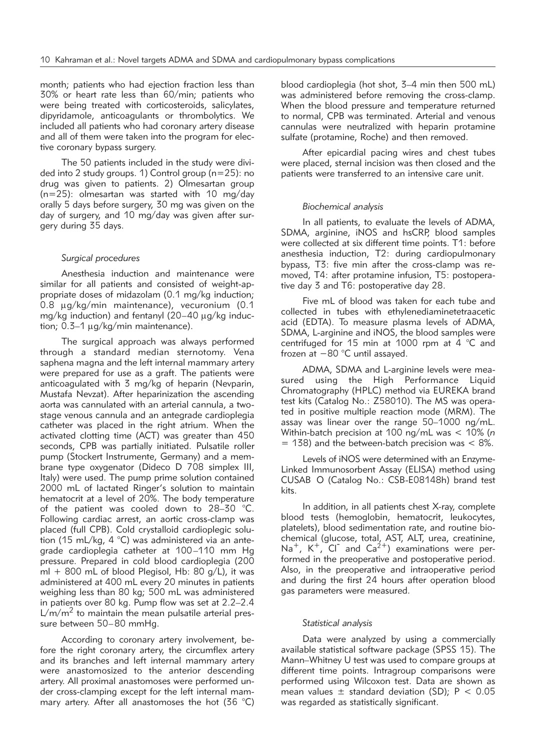month; patients who had ejection fraction less than 30% or heart rate less than 60/min; patients who were being treated with corticosteroids, salicylates, dipyridamole, anticoagulants or thrombolytics. We included all patients who had coronary artery disease and all of them were taken into the program for elective coronary bypass surgery.

The 50 patients included in the study were divided into 2 study groups. 1) Control group (n=25): no drug was given to patients. 2) Olmesartan group (n=25): olmesartan was started with 10 mg/day orally 5 days before surgery, 30 mg was given on the day of surgery, and 10 mg/day was given after surgery during 35 days.

### *Surgical procedures*

Anesthesia induction and maintenance were similar for all patients and consisted of weight-appropriate doses of midazolam (0.1 mg/kg induction; 0.8 μg/kg/min maintenance), vecuronium (0.1 mg/kg induction) and fentanyl (20–40 μg/kg induction; 0.3–1 μg/kg/min maintenance).

The surgical approach was always performed through a standard median sternotomy. Vena saphena magna and the left internal mammary artery were prepared for use as a graft. The patients were anticoagulated with 3 mg/kg of heparin (Nevparin, Mustafa Nevzat). After heparinization the ascending aorta was cannulated with an arterial cannula, a two-stage venous cannula and an antegrade cardioplegia catheter was placed in the right atrium. When the activated clotting time (ACT) was greater than 450 seconds, CPB was partially initiated. Pulsatile roller pump (Stockert Instrumente, Germany) and a membrane type oxygenator (Dideco D 708 simplex III, Italy) were used. The pump prime solution contained 2000 mL of lactated Ringer's solution to maintain hematocrit at a level of 20%. The body temperature of the patient was cooled down to 28–30 °C. Following cardiac arrest, an aortic cross-clamp was placed (full CPB). Cold crystalloid cardioplegic solution (15 mL/kg, 4 °C) was administered via an antegrade cardioplegia catheter at 100–110 mm Hg pressure. Prepared in cold blood cardioplegia (200 ml + 800 mL of blood Plegisol, Hb: 80 g/L), it was administered at 400 mL every 20 minutes in patients weighing less than 80 kg; 500 mL was administered in patients over 80 kg. Pump flow was set at 2.2–2.4 L/m$^2$ to maintain the mean pulsatile arterial pressure between 50–80 mmHg.

According to coronary artery involvement, before the right coronary artery, the circumflex artery and its branches and left internal mammary artery were anastomosized to the anterior descending artery. All proximal anastomoses were performed under cross-clamping except for the left internal mammary artery. After all anastomoses the hot (36 °C) blood cardioplegia (hot shot, 3–4 min then 500 mL) was administered before removing the cross-clamp. When the blood pressure and temperature returned to normal, CPB was terminated. Arterial and venous cannulas were neutralized with heparin protamine sulfate (protamine, Roche) and then removed.

After epicardial pacing wires and chest tubes were placed, sternal incision was then closed and the patients were transferred to an intensive care unit.

### *Biochemical analysis*

In all patients, to evaluate the levels of ADMA, SDMA, arginine, iNOS and hsCRP, blood samples were collected at six different time points. T1: before anesthesia induction, T2: during cardiopulmonary bypass, T3: five min after the cross-clamp was removed, T4: after protamine infusion, T5: postoperative day 3 and T6: postoperative day 28.

Five mL of blood was taken for each tube and collected in tubes with ethylenediaminetetraacetic acid (EDTA). To measure plasma levels of ADMA, SDMA, L-arginine and iNOS, the blood samples were centrifuged for 15 min at 1000 rpm at 4 °C and frozen at −80 °C until assayed.

ADMA, SDMA and L-arginine levels were measured using the High Performance Liquid Chromatography (HPLC) method via EUREKA brand test kits (Catalog No.: Z58010). The MS was operated in positive multiple reaction mode (MRM). The assay was linear over the range 50–1000 ng/mL. Within-batch precision at 100 ng/mL was < 10% (*n* = 138) and the between-batch precision was < 8%.

Levels of iNOS were determined with an Enzyme-Linked Immunosorbent Assay (ELISA) method using CUSAB O (Catalog No.: CSB-E08148h) brand test kits.

In addition, in all patients chest X-ray, complete blood tests (hemoglobin, hematocrit, leukocytes, platelets), blood sedimentation rate, and routine biochemical (glucose, total, AST, ALT, urea, creatinine, $Na^+$, $K^+$, $Cl^-$ and $Ca^{2+}$) examinations were performed in the preoperative and postoperative period. Also, in the preoperative and intraoperative period and during the first 24 hours after operation blood gas parameters were measured.

### *Statistical analysis*

Data were analyzed by using a commercially available statistical software package (SPSS 15). The Mann–Whitney U test was used to compare groups at different time points. Intragroup comparisons were performed using Wilcoxon test. Data are shown as mean values ± standard deviation (SD); $P < 0.05$ was regarded as statistically significant.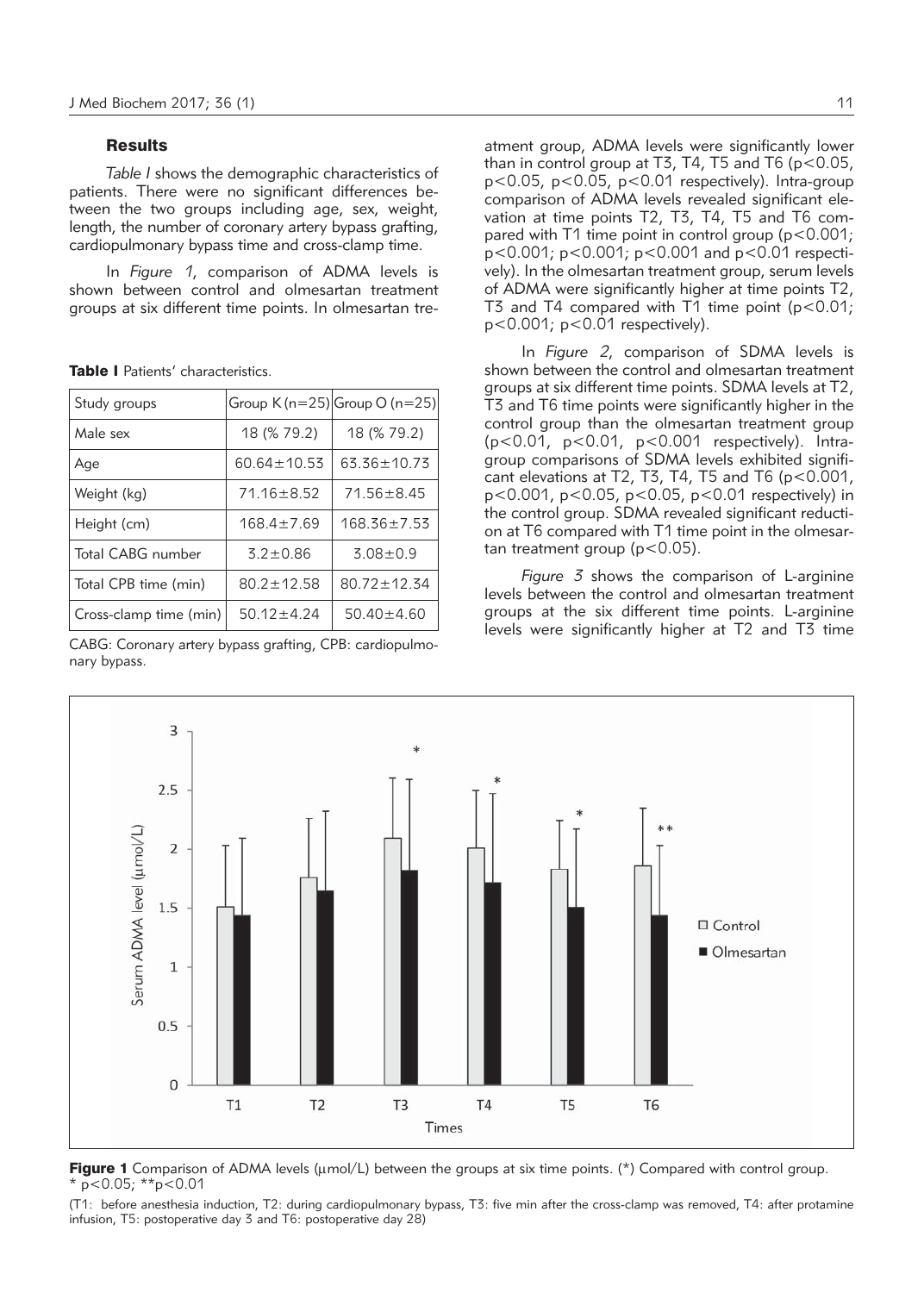## Results

*Table I* shows the demographic characteristics of patients. There were no significant differences between the two groups including age, sex, weight, length, the number of coronary artery bypass grafting, cardiopulmonary bypass time and cross-clamp time.

In *Figure 1*, comparison of ADMA levels is shown between control and olmesartan treatment groups at six different time points. In olmesartan treatment group, ADMA levels were significantly lower than in control group at T3, T4, T5 and T6 ($p<0.05$, $p<0.05$, $p<0.05$, $p<0.01$ respectively). Intra-group comparison of ADMA levels revealed significant elevation at time points T2, T3, T4, T5 and T6 compared with T1 time point in control group ($p<0.001$; $p<0.001$; $p<0.001$; $p<0.001$ and $p<0.01$ respectively). In the olmesartan treatment group, serum levels of ADMA were significantly higher at time points T2, T3 and T4 compared with T1 time point ($p<0.01$; $p<0.001$; $p<0.01$ respectively).

**Table I** Patients' characteristics.

| Study groups | Group K (n=25) | Group O (n=25) |
|---|---|---|
| Male sex | 18 (% 79.2) | 18 (% 79.2) |
| Age | 60.64±10.53 | 63.36±10.73 |
| Weight (kg) | 71.16±8.52 | 71.56±8.45 |
| Height (cm) | 168.4±7.69 | 168.36±7.53 |
| Total CABG number | 3.2±0.86 | 3.08±0.9 |
| Total CPB time (min) | 80.2±12.58 | 80.72±12.34 |
| Cross-clamp time (min) | 50.12±4.24 | 50.40±4.60 |

CABG: Coronary artery bypass grafting, CPB: cardiopulmonary bypass.

In *Figure 2*, comparison of SDMA levels is shown between the control and olmesartan treatment groups at six different time points. SDMA levels at T2, T3 and T6 time points were significantly higher in the control group than the olmesartan treatment group ($p<0.01$, $p<0.01$, $p<0.001$ respectively). Intra-group comparisons of SDMA levels exhibited significant elevations at T2, T3, T4, T5 and T6 ($p<0.001$, $p<0.001$, $p<0.05$, $p<0.05$, $p<0.01$ respectively) in the control group. SDMA revealed significant reduction at T6 compared with T1 time point in the olmesartan treatment group ($p<0.05$).

*Figure 3* shows the comparison of L-arginine levels between the control and olmesartan treatment groups at the six different time points. L-arginine levels were significantly higher at T2 and T3 time

**Figure 1** Comparison of ADMA levels (μmol/L) between the groups at six time points. (*) Compared with control group. * $p<0.05$; ** $p<0.01$

(T1: before anesthesia induction, T2: during cardiopulmonary bypass, T3: five min after the cross-clamp was removed, T4: after protamine infusion, T5: postoperative day 3 and T6: postoperative day 28)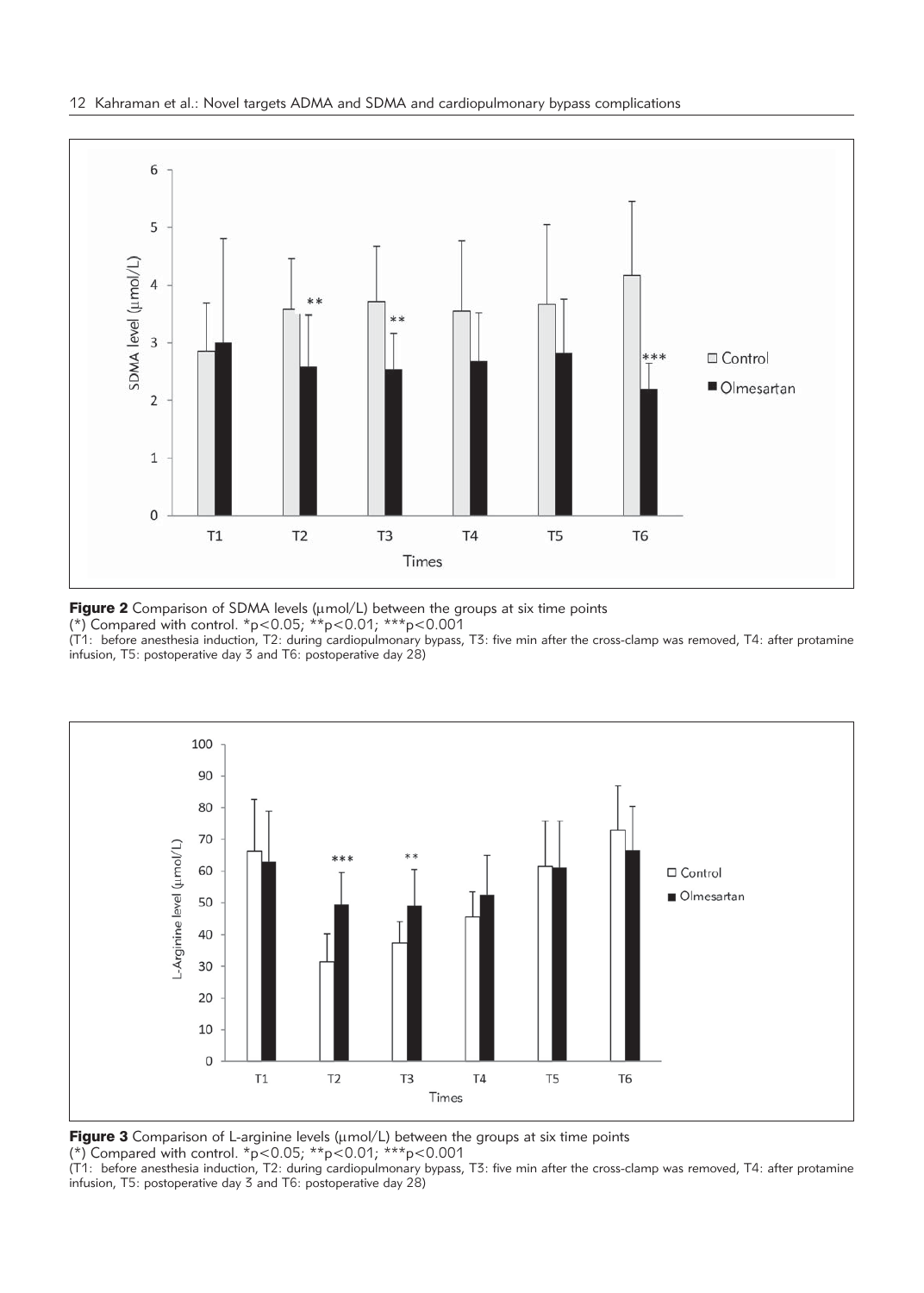**Figure 2** Comparison of SDMA levels (μmol/L) between the groups at six time points

(*) Compared with control. *p<0.05; **p<0.01; ***p<0.001

(T1: before anesthesia induction, T2: during cardiopulmonary bypass, T3: five min after the cross-clamp was removed, T4: after protamine infusion, T5: postoperative day 3 and T6: postoperative day 28)

**Figure 3** Comparison of L-arginine levels (μmol/L) between the groups at six time points

(*) Compared with control. *p<0.05; **p<0.01; ***p<0.001

(T1: before anesthesia induction, T2: during cardiopulmonary bypass, T3: five min after the cross-clamp was removed, T4: after protamine infusion, T5: postoperative day 3 and T6: postoperative day 28)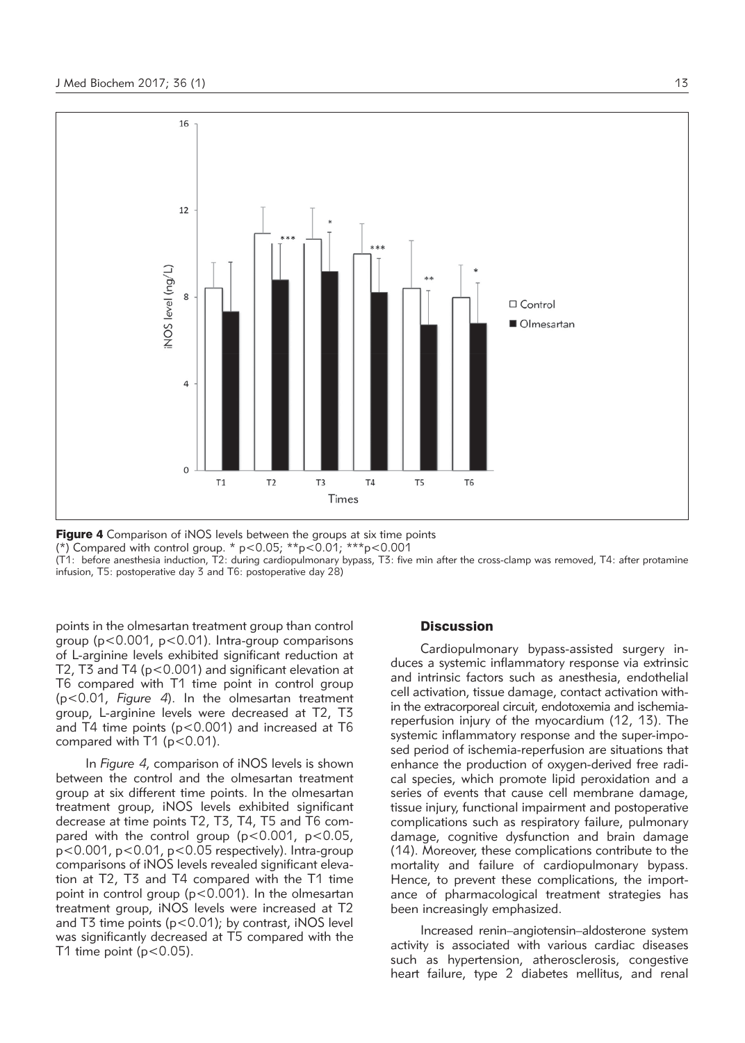**Figure 4** Comparison of iNOS levels between the groups at six time points
(*) Compared with control group. * $p<0.05$; ** $p<0.01$; *** $p<0.001$
(T1: before anesthesia induction, T2: during cardiopulmonary bypass, T3: five min after the cross-clamp was removed, T4: after protamine infusion, T5: postoperative day 3 and T6: postoperative day 28)

points in the olmesartan treatment group than control group ($p<0.001$, $p<0.01$). Intra-group comparisons of L-arginine levels exhibited significant reduction at T2, T3 and T4 ($p<0.001$) and significant elevation at T6 compared with T1 time point in control group ($p<0.01$, *Figure 4*). In the olmesartan treatment group, L-arginine levels were decreased at T2, T3 and T4 time points ($p<0.001$) and increased at T6 compared with T1 ($p<0.01$).

In *Figure 4*, comparison of iNOS levels is shown between the control and the olmesartan treatment group at six different time points. In the olmesartan treatment group, iNOS levels exhibited significant decrease at time points T2, T3, T4, T5 and T6 compared with the control group ($p<0.001$, $p<0.05$, $p<0.001$, $p<0.01$, $p<0.05$ respectively). Intra-group comparisons of iNOS levels revealed significant elevation at T2, T3 and T4 compared with the T1 time point in control group ($p<0.001$). In the olmesartan treatment group, iNOS levels were increased at T2 and T3 time points ($p<0.01$); by contrast, iNOS level was significantly decreased at T5 compared with the T1 time point ($p<0.05$).

## Discussion

Cardiopulmonary bypass-assisted surgery induces a systemic inflammatory response via extrinsic and intrinsic factors such as anesthesia, endothelial cell activation, tissue damage, contact activation within the extracorporeal circuit, endotoxemia and ischemia-reperfusion injury of the myocardium (12, 13). The systemic inflammatory response and the super-imposed period of ischemia-reperfusion are situations that enhance the production of oxygen-derived free radical species, which promote lipid peroxidation and a series of events that cause cell membrane damage, tissue injury, functional impairment and postoperative complications such as respiratory failure, pulmonary damage, cognitive dysfunction and brain damage (14). Moreover, these complications contribute to the mortality and failure of cardiopulmonary bypass. Hence, to prevent these complications, the importance of pharmacological treatment strategies has been increasingly emphasized.

Increased renin–angiotensin–aldosterone system activity is associated with various cardiac diseases such as hypertension, atherosclerosis, congestive heart failure, type 2 diabetes mellitus, and renal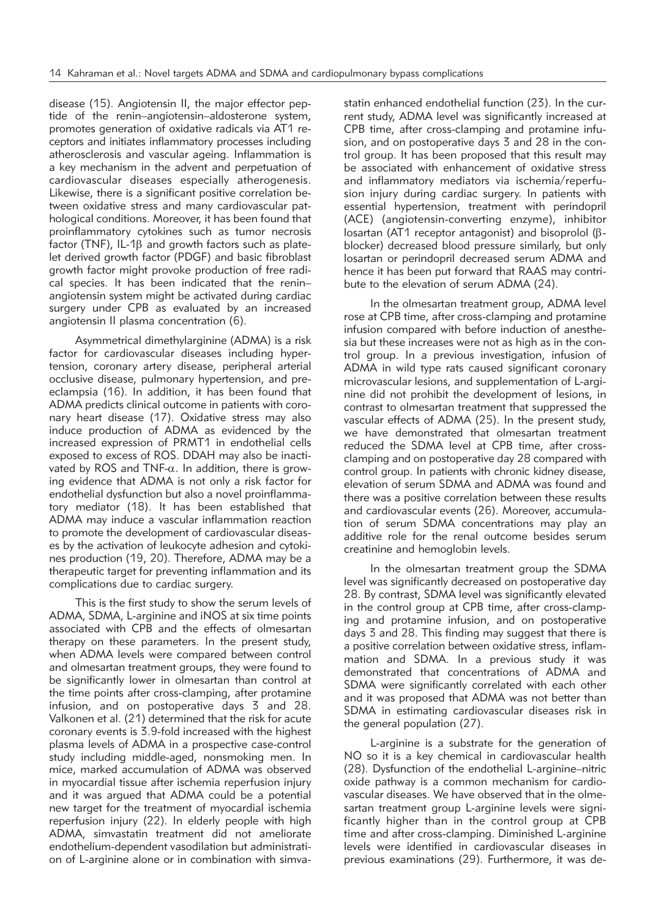disease (15). Angiotensin II, the major effector peptide of the renin–angiotensin–aldosterone system, promotes generation of oxidative radicals via AT1 receptors and initiates inflammatory processes including atherosclerosis and vascular ageing. Inflammation is a key mechanism in the advent and perpetuation of cardiovascular diseases especially atherogenesis. Likewise, there is a significant positive correlation between oxidative stress and many cardiovascular pathological conditions. Moreover, it has been found that proinflammatory cytokines such as tumor necrosis factor (TNF), IL-1β and growth factors such as platelet derived growth factor (PDGF) and basic fibroblast growth factor might provoke production of free radical species. It has been indicated that the renin–angiotensin system might be activated during cardiac surgery under CPB as evaluated by an increased angiotensin II plasma concentration (6).

Asymmetrical dimethylarginine (ADMA) is a risk factor for cardiovascular diseases including hypertension, coronary artery disease, peripheral arterial occlusive disease, pulmonary hypertension, and preeclampsia (16). In addition, it has been found that ADMA predicts clinical outcome in patients with coronary heart disease (17). Oxidative stress may also induce production of ADMA as evidenced by the increased expression of PRMT1 in endothelial cells exposed to excess of ROS. DDAH may also be inactivated by ROS and TNF-α. In addition, there is growing evidence that ADMA is not only a risk factor for endothelial dysfunction but also a novel proinflammatory mediator (18). It has been established that ADMA may induce a vascular inflammation reaction to promote the development of cardiovascular diseases by the activation of leukocyte adhesion and cytokines production (19, 20). Therefore, ADMA may be a therapeutic target for preventing inflammation and its complications due to cardiac surgery.

This is the first study to show the serum levels of ADMA, SDMA, L-arginine and iNOS at six time points associated with CPB and the effects of olmesartan therapy on these parameters. In the present study, when ADMA levels were compared between control and olmesartan treatment groups, they were found to be significantly lower in olmesartan than control at the time points after cross-clamping, after protamine infusion, and on postoperative days 3 and 28. Valkonen et al. (21) determined that the risk for acute coronary events is 3.9-fold increased with the highest plasma levels of ADMA in a prospective case-control study including middle-aged, nonsmoking men. In mice, marked accumulation of ADMA was observed in myocardial tissue after ischemia reperfusion injury and it was argued that ADMA could be a potential new target for the treatment of myocardial ischemia reperfusion injury (22). In elderly people with high ADMA, simvastatin treatment did not ameliorate endothelium-dependent vasodilation but administration of L-arginine alone or in combination with simvastatin enhanced endothelial function (23). In the current study, ADMA level was significantly increased at CPB time, after cross-clamping and protamine infusion, and on postoperative days 3 and 28 in the control group. It has been proposed that this result may be associated with enhancement of oxidative stress and inflammatory mediators via ischemia/reperfusion injury during cardiac surgery. In patients with essential hypertension, treatment with perindopril (ACE) (angiotensin-converting enzyme), inhibitor losartan (AT1 receptor antagonist) and bisoprolol (β-blocker) decreased blood pressure similarly, but only losartan or perindopril decreased serum ADMA and hence it has been put forward that RAAS may contribute to the elevation of serum ADMA (24).

In the olmesartan treatment group, ADMA level rose at CPB time, after cross-clamping and protamine infusion compared with before induction of anesthesia but these increases were not as high as in the control group. In a previous investigation, infusion of ADMA in wild type rats caused significant coronary microvascular lesions, and supplementation of L-arginine did not prohibit the development of lesions, in contrast to olmesartan treatment that suppressed the vascular effects of ADMA (25). In the present study, we have demonstrated that olmesartan treatment reduced the SDMA level at CPB time, after cross-clamping and on postoperative day 28 compared with control group. In patients with chronic kidney disease, elevation of serum SDMA and ADMA was found and there was a positive correlation between these results and cardiovascular events (26). Moreover, accumulation of serum SDMA concentrations may play an additive role for the renal outcome besides serum creatinine and hemoglobin levels.

In the olmesartan treatment group the SDMA level was significantly decreased on postoperative day 28. By contrast, SDMA level was significantly elevated in the control group at CPB time, after cross-clamping and protamine infusion, and on postoperative days 3 and 28. This finding may suggest that there is a positive correlation between oxidative stress, inflammation and SDMA. In a previous study it was demonstrated that concentrations of ADMA and SDMA were significantly correlated with each other and it was proposed that ADMA was not better than SDMA in estimating cardiovascular diseases risk in the general population (27).

L-arginine is a substrate for the generation of NO so it is a key chemical in cardiovascular health (28). Dysfunction of the endothelial L-arginine–nitric oxide pathway is a common mechanism for cardiovascular diseases. We have observed that in the olmesartan treatment group L-arginine levels were significantly higher than in the control group at CPB time and after cross-clamping. Diminished L-arginine levels were identified in cardiovascular diseases in previous examinations (29). Furthermore, it was de-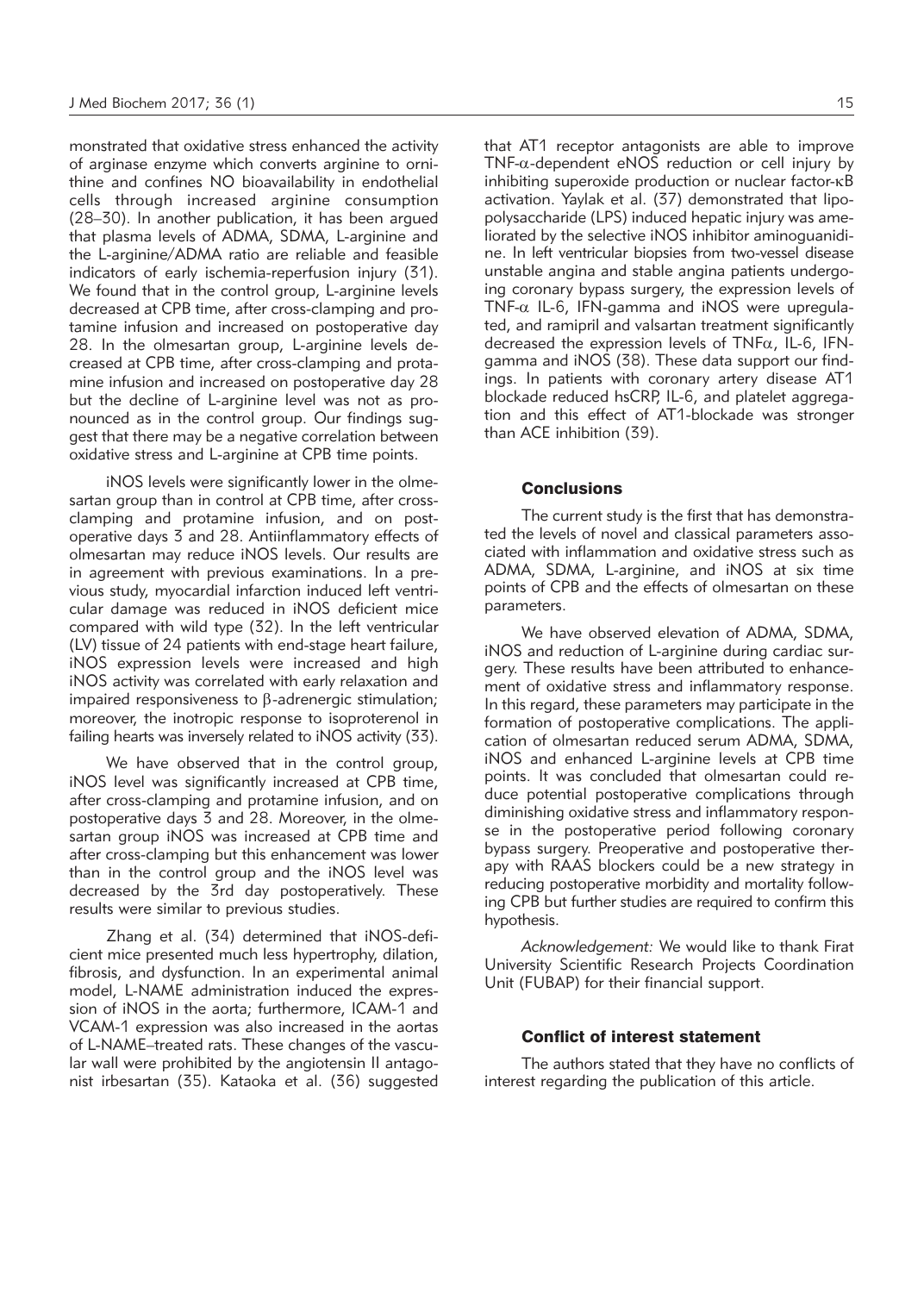monstrated that oxidative stress enhanced the activity of arginase enzyme which converts arginine to ornithine and confines NO bioavailability in endothelial cells through increased arginine consumption (28–30). In another publication, it has been argued that plasma levels of ADMA, SDMA, L-arginine and the L-arginine/ADMA ratio are reliable and feasible indicators of early ischemia-reperfusion injury (31). We found that in the control group, L-arginine levels decreased at CPB time, after cross-clamping and protamine infusion and increased on postoperative day 28. In the olmesartan group, L-arginine levels decreased at CPB time, after cross-clamping and protamine infusion and increased on postoperative day 28 but the decline of L-arginine level was not as pronounced as in the control group. Our findings suggest that there may be a negative correlation between oxidative stress and L-arginine at CPB time points.

iNOS levels were significantly lower in the olmesartan group than in control at CPB time, after cross-clamping and protamine infusion, and on postoperative days 3 and 28. Antiinflammatory effects of olmesartan may reduce iNOS levels. Our results are in agreement with previous examinations. In a previous study, myocardial infarction induced left ventricular damage was reduced in iNOS deficient mice compared with wild type (32). In the left ventricular (LV) tissue of 24 patients with end-stage heart failure, iNOS expression levels were increased and high iNOS activity was correlated with early relaxation and impaired responsiveness to β-adrenergic stimulation; moreover, the inotropic response to isoproterenol in failing hearts was inversely related to iNOS activity (33).

We have observed that in the control group, iNOS level was significantly increased at CPB time, after cross-clamping and protamine infusion, and on postoperative days 3 and 28. Moreover, in the olmesartan group iNOS was increased at CPB time and after cross-clamping but this enhancement was lower than in the control group and the iNOS level was decreased by the 3rd day postoperatively. These results were similar to previous studies.

Zhang et al. (34) determined that iNOS-deficient mice presented much less hypertrophy, dilation, fibrosis, and dysfunction. In an experimental animal model, L-NAME administration induced the expression of iNOS in the aorta; furthermore, ICAM-1 and VCAM-1 expression was also increased in the aortas of L-NAME–treated rats. These changes of the vascular wall were prohibited by the angiotensin II antagonist irbesartan (35). Kataoka et al. (36) suggested that AT1 receptor antagonists are able to improve TNF-α-dependent eNOS reduction or cell injury by inhibiting superoxide production or nuclear factor-κB activation. Yaylak et al. (37) demonstrated that lipopolysaccharide (LPS) induced hepatic injury was ameliorated by the selective iNOS inhibitor aminoguanidine. In left ventricular biopsies from two-vessel disease unstable angina and stable angina patients undergoing coronary bypass surgery, the expression levels of TNF-α IL-6, IFN-gamma and iNOS were upregulated, and ramipril and valsartan treatment significantly decreased the expression levels of TNFα, IL-6, IFN-gamma and iNOS (38). These data support our findings. In patients with coronary artery disease AT1 blockade reduced hsCRP, IL-6, and platelet aggregation and this effect of AT1-blockade was stronger than ACE inhibition (39).

## Conclusions

The current study is the first that has demonstrated the levels of novel and classical parameters associated with inflammation and oxidative stress such as ADMA, SDMA, L-arginine, and iNOS at six time points of CPB and the effects of olmesartan on these parameters.

We have observed elevation of ADMA, SDMA, iNOS and reduction of L-arginine during cardiac surgery. These results have been attributed to enhancement of oxidative stress and inflammatory response. In this regard, these parameters may participate in the formation of postoperative complications. The application of olmesartan reduced serum ADMA, SDMA, iNOS and enhanced L-arginine levels at CPB time points. It was concluded that olmesartan could reduce potential postoperative complications through diminishing oxidative stress and inflammatory response in the postoperative period following coronary bypass surgery. Preoperative and postoperative therapy with RAAS blockers could be a new strategy in reducing postoperative morbidity and mortality following CPB but further studies are required to confirm this hypothesis.

*Acknowledgement:* We would like to thank Firat University Scientific Research Projects Coordination Unit (FUBAP) for their financial support.

## Conflict of interest statement

The authors stated that they have no conflicts of interest regarding the publication of this article.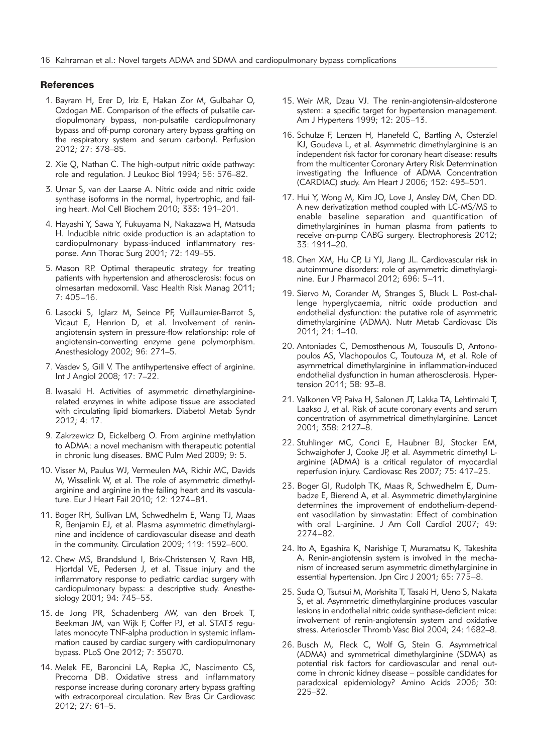## References

1. Bayram H, Erer D, Iriz E, Hakan Zor M, Gulbahar O, Ozdogan ME. Comparison of the effects of pulsatile cardiopulmonary bypass, non-pulsatile cardiopulmonary bypass and off-pump coronary artery bypass grafting on the respiratory system and serum carbonyl. Perfusion 2012; 27: 378–85.
2. Xie Q, Nathan C. The high-output nitric oxide pathway: role and regulation. J Leukoc Biol 1994; 56: 576–82.
3. Umar S, van der Laarse A. Nitric oxide and nitric oxide synthase isoforms in the normal, hypertrophic, and failing heart. Mol Cell Biochem 2010; 333: 191–201.
4. Hayashi Y, Sawa Y, Fukuyama N, Nakazawa H, Matsuda H. Inducible nitric oxide production is an adaptation to cardiopulmonary bypass-induced inflammatory response. Ann Thorac Surg 2001; 72: 149–55.
5. Mason RP. Optimal therapeutic strategy for treating patients with hypertension and atherosclerosis: focus on olmesartan medoxomil. Vasc Health Risk Manag 2011; 7: 405–16.
6. Lasocki S, Iglarz M, Seince PF, Vuillaumier-Barrot S, Vicaut E, Henrion D, et al. Involvement of renin-angiotensin system in pressure-flow relationship: role of angiotensin-converting enzyme gene polymorphism. Anesthesiology 2002; 96: 271–5.
7. Vasdev S, Gill V. The antihypertensive effect of arginine. Int J Angiol 2008; 17: 7–22.
8. Iwasaki H. Activities of asymmetric dimethylarginine-related enzymes in white adipose tissue are associated with circulating lipid biomarkers. Diabetol Metab Syndr 2012; 4: 17.
9. Zakrzewicz D, Eickelberg O. From arginine methylation to ADMA: a novel mechanism with therapeutic potential in chronic lung diseases. BMC Pulm Med 2009; 9: 5.
10. Visser M, Paulus WJ, Vermeulen MA, Richir MC, Davids M, Wisselink W, et al. The role of asymmetric dimethylarginine and arginine in the failing heart and its vasculature. Eur J Heart Fail 2010; 12: 1274–81.
11. Boger RH, Sullivan LM, Schwedhelm E, Wang TJ, Maas R, Benjamin EJ, et al. Plasma asymmetric dimethylarginine and incidence of cardiovascular disease and death in the community. Circulation 2009; 119: 1592–600.
12. Chew MS, Brandslund I, Brix-Christensen V, Ravn HB, Hjortdal VE, Pedersen J, et al. Tissue injury and the inflammatory response to pediatric cardiac surgery with cardiopulmonary bypass: a descriptive study. Anesthesiology 2001; 94: 745–53.
13. de Jong PR, Schadenberg AW, van den Broek T, Beekman JM, van Wijk F, Coffer PJ, et al. STAT3 regulates monocyte TNF-alpha production in systemic inflammation caused by cardiac surgery with cardiopulmonary bypass. PLoS One 2012; 7: 35070.
14. Melek FE, Baroncini LA, Repka JC, Nascimento CS, Precoma DB. Oxidative stress and inflammatory response increase during coronary artery bypass grafting with extracorporeal circulation. Rev Bras Cir Cardiovasc 2012; 27: 61–5.
15. Weir MR, Dzau VJ. The renin-angiotensin-aldosterone system: a specific target for hypertension management. Am J Hypertens 1999; 12: 205–13.
16. Schulze F, Lenzen H, Hanefeld C, Bartling A, Osterziel KJ, Goudeva L, et al. Asymmetric dimethylarginine is an independent risk factor for coronary heart disease: results from the multicenter Coronary Artery Risk Determination investigating the Influence of ADMA Concentration (CARDIAC) study. Am Heart J 2006; 152: 493–501.
17. Hui Y, Wong M, Kim JO, Love J, Ansley DM, Chen DD. A new derivatization method coupled with LC-MS/MS to enable baseline separation and quantification of dimethylarginines in human plasma from patients to receive on-pump CABG surgery. Electrophoresis 2012; 33: 1911–20.
18. Chen XM, Hu CP, Li YJ, Jiang JL. Cardiovascular risk in autoimmune disorders: role of asymmetric dimethylarginine. Eur J Pharmacol 2012; 696: 5–11.
19. Siervo M, Corander M, Stranges S, Bluck L. Post-challenge hyperglycaemia, nitric oxide production and endothelial dysfunction: the putative role of asymmetric dimethylarginine (ADMA). Nutr Metab Cardiovasc Dis 2011; 21: 1–10.
20. Antoniades C, Demosthenous M, Tousoulis D, Antonopoulos AS, Vlachopoulos C, Toutouza M, et al. Role of asymmetrical dimethylarginine in inflammation-induced endothelial dysfunction in human atherosclerosis. Hypertension 2011; 58: 93–8.
21. Valkonen VP, Paiva H, Salonen JT, Lakka TA, Lehtimaki T, Laakso J, et al. Risk of acute coronary events and serum concentration of asymmetrical dimethylarginine. Lancet 2001; 358: 2127–8.
22. Stuhlinger MC, Conci E, Haubner BJ, Stocker EM, Schwaighofer J, Cooke JP, et al. Asymmetric dimethyl L-arginine (ADMA) is a critical regulator of myocardial reperfusion injury. Cardiovasc Res 2007; 75: 417–25.
23. Boger GI, Rudolph TK, Maas R, Schwedhelm E, Dumbadze E, Bierend A, et al. Asymmetric dimethylarginine determines the improvement of endothelium-dependent vasodilation by simvastatin: Effect of combination with oral L-arginine. J Am Coll Cardiol 2007; 49: 2274–82.
24. Ito A, Egashira K, Narishige T, Muramatsu K, Takeshita A. Renin-angiotensin system is involved in the mechanism of increased serum asymmetric dimethylarginine in essential hypertension. Jpn Circ J 2001; 65: 775–8.
25. Suda O, Tsutsui M, Morishita T, Tasaki H, Ueno S, Nakata S, et al. Asymmetric dimethylarginine produces vascular lesions in endothelial nitric oxide synthase-deficient mice: involvement of renin-angiotensin system and oxidative stress. Arterioscler Thromb Vasc Biol 2004; 24: 1682–8.
26. Busch M, Fleck C, Wolf G, Stein G. Asymmetrical (ADMA) and symmetrical dimethylarginine (SDMA) as potential risk factors for cardiovascular and renal outcome in chronic kidney disease – possible candidates for paradoxical epidemiology? Amino Acids 2006; 30: 225–32.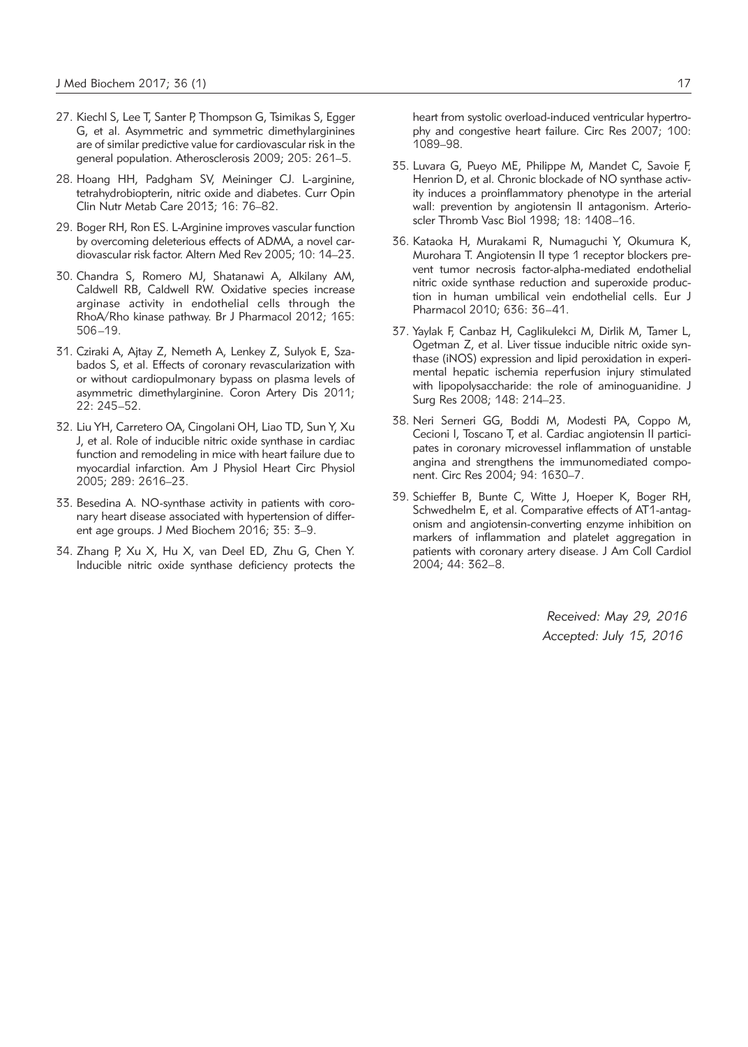27. Kiechl S, Lee T, Santer P, Thompson G, Tsimikas S, Egger G, et al. Asymmetric and symmetric dimethylarginines are of similar predictive value for cardiovascular risk in the general population. Atherosclerosis 2009; 205: 261–5.

28. Hoang HH, Padgham SV, Meininger CJ. L-arginine, tetrahydrobiopterin, nitric oxide and diabetes. Curr Opin Clin Nutr Metab Care 2013; 16: 76–82.

29. Boger RH, Ron ES. L-Arginine improves vascular function by overcoming deleterious effects of ADMA, a novel cardiovascular risk factor. Altern Med Rev 2005; 10: 14–23.

30. Chandra S, Romero MJ, Shatanawi A, Alkilany AM, Caldwell RB, Caldwell RW. Oxidative species increase arginase activity in endothelial cells through the RhoA/Rho kinase pathway. Br J Pharmacol 2012; 165: 506–19.

31. Cziraki A, Ajtay Z, Nemeth A, Lenkey Z, Sulyok E, Szabados S, et al. Effects of coronary revascularization with or without cardiopulmonary bypass on plasma levels of asymmetric dimethylarginine. Coron Artery Dis 2011; 22: 245–52.

32. Liu YH, Carretero OA, Cingolani OH, Liao TD, Sun Y, Xu J, et al. Role of inducible nitric oxide synthase in cardiac function and remodeling in mice with heart failure due to myocardial infarction. Am J Physiol Heart Circ Physiol 2005; 289: 2616–23.

33. Besedina A. NO-synthase activity in patients with coronary heart disease associated with hypertension of different age groups. J Med Biochem 2016; 35: 3–9.

34. Zhang P, Xu X, Hu X, van Deel ED, Zhu G, Chen Y. Inducible nitric oxide synthase deficiency protects the heart from systolic overload-induced ventricular hypertrophy and congestive heart failure. Circ Res 2007; 100: 1089–98.

35. Luvara G, Pueyo ME, Philippe M, Mandet C, Savoie F, Henrion D, et al. Chronic blockade of NO synthase activity induces a proinflammatory phenotype in the arterial wall: prevention by angiotensin II antagonism. Arterioscler Thromb Vasc Biol 1998; 18: 1408–16.

36. Kataoka H, Murakami R, Numaguchi Y, Okumura K, Murohara T. Angiotensin II type 1 receptor blockers prevent tumor necrosis factor-alpha-mediated endothelial nitric oxide synthase reduction and superoxide production in human umbilical vein endothelial cells. Eur J Pharmacol 2010; 636: 36–41.

37. Yaylak F, Canbaz H, Caglikulekci M, Dirlik M, Tamer L, Ogetman Z, et al. Liver tissue inducible nitric oxide synthase (iNOS) expression and lipid peroxidation in experimental hepatic ischemia reperfusion injury stimulated with lipopolysaccharide: the role of aminoguanidine. J Surg Res 2008; 148: 214–23.

38. Neri Serneri GG, Boddi M, Modesti PA, Coppo M, Cecioni I, Toscano T, et al. Cardiac angiotensin II participates in coronary microvessel inflammation of unstable angina and strengthens the immunomediated component. Circ Res 2004; 94: 1630–7.

39. Schieffer B, Bunte C, Witte J, Hoeper K, Boger RH, Schwedhelm E, et al. Comparative effects of AT1-antagonism and angiotensin-converting enzyme inhibition on markers of inflammation and platelet aggregation in patients with coronary artery disease. J Am Coll Cardiol 2004; 44: 362–8.

*Received: May 29, 2016*
*Accepted: July 15, 2016*